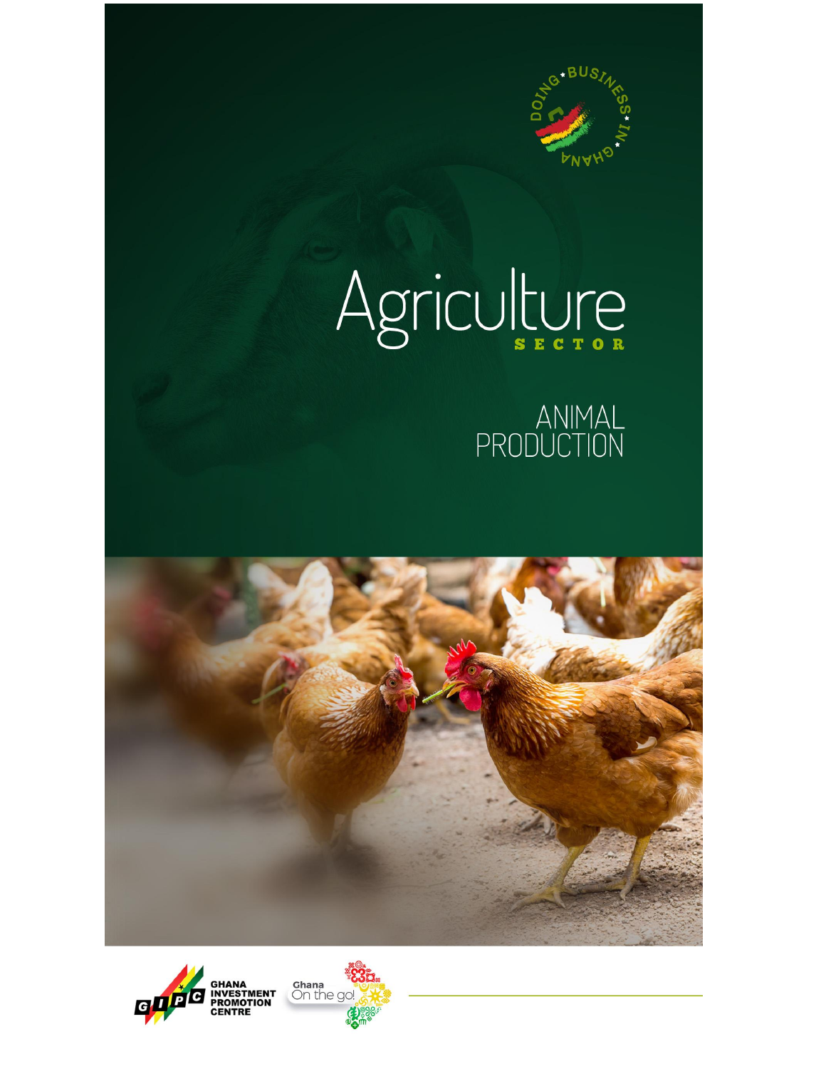DOING BUSINESS IN GHANA

# Agriculture

## SECTOR

## ANIMAL PRODUCTION

GHANA INVESTMENT PROMOTION CENTRE

Ghana On the go!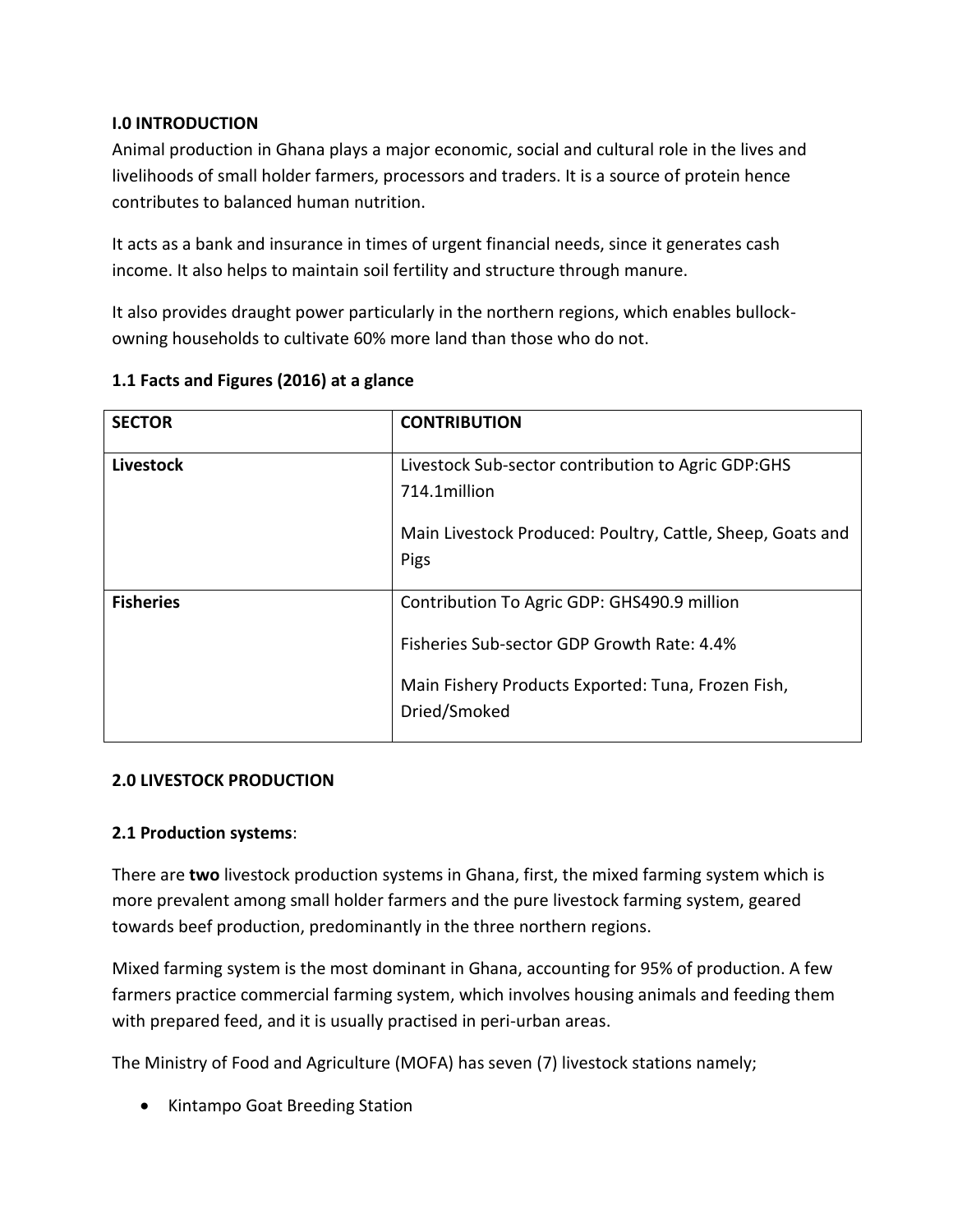## I.0 INTRODUCTION

Animal production in Ghana plays a major economic, social and cultural role in the lives and livelihoods of small holder farmers, processors and traders. It is a source of protein hence contributes to balanced human nutrition.

It acts as a bank and insurance in times of urgent financial needs, since it generates cash income. It also helps to maintain soil fertility and structure through manure.

It also provides draught power particularly in the northern regions, which enables bullock-owning households to cultivate 60% more land than those who do not.

### 1.1 Facts and Figures (2016) at a glance

| SECTOR | CONTRIBUTION |
|---|---|
| **Livestock** | Livestock Sub-sector contribution to Agric GDP:GHS 714.1million<br><br>Main Livestock Produced: Poultry, Cattle, Sheep, Goats and Pigs |
| **Fisheries** | Contribution To Agric GDP: GHS490.9 million<br><br>Fisheries Sub-sector GDP Growth Rate: 4.4%<br><br>Main Fishery Products Exported: Tuna, Frozen Fish, Dried/Smoked |

## 2.0 LIVESTOCK PRODUCTION

### 2.1 Production systems:

There are **two** livestock production systems in Ghana, first, the mixed farming system which is more prevalent among small holder farmers and the pure livestock farming system, geared towards beef production, predominantly in the three northern regions.

Mixed farming system is the most dominant in Ghana, accounting for 95% of production. A few farmers practice commercial farming system, which involves housing animals and feeding them with prepared feed, and it is usually practised in peri-urban areas.

The Ministry of Food and Agriculture (MOFA) has seven (7) livestock stations namely;

- Kintampo Goat Breeding Station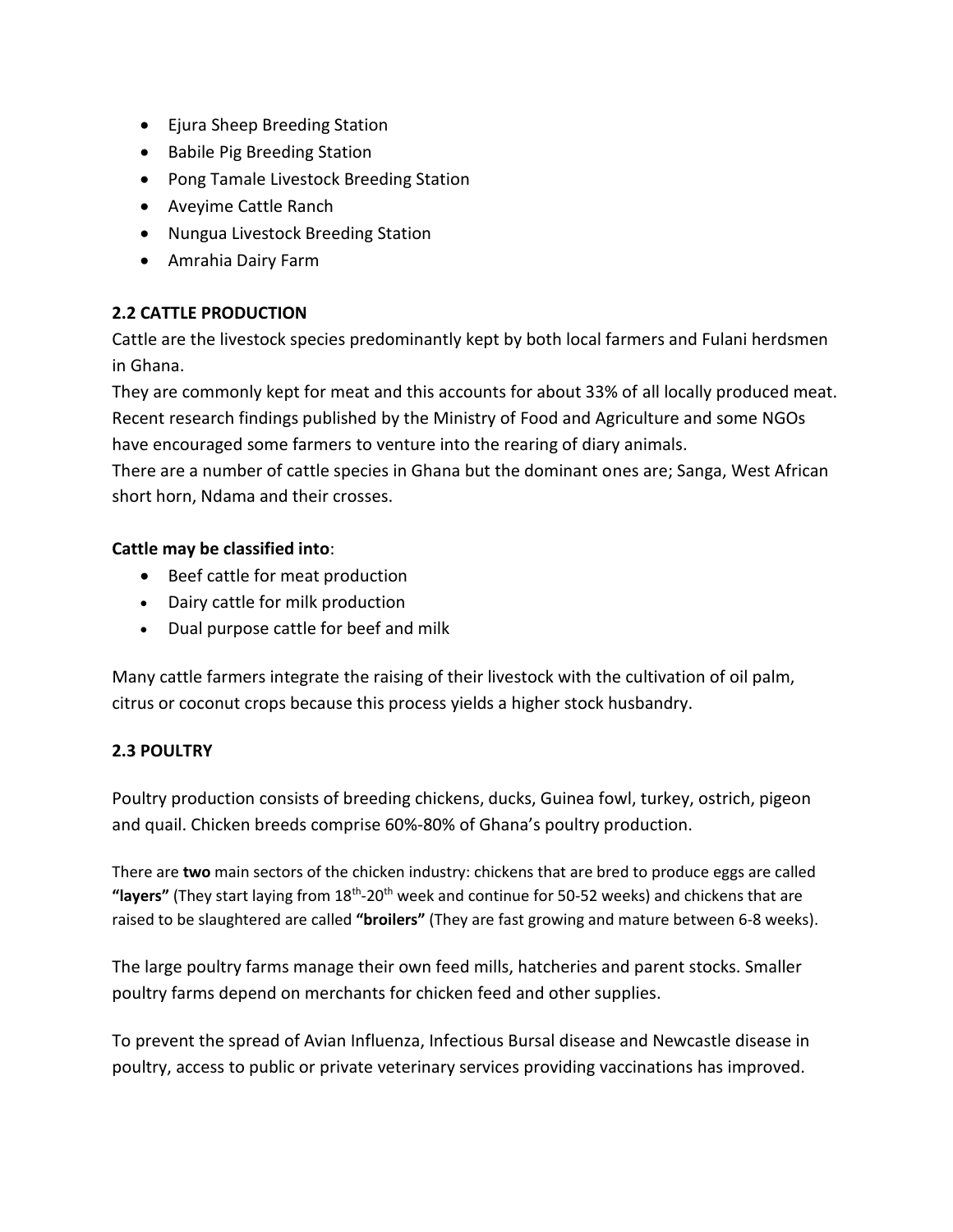- Ejura Sheep Breeding Station
- Babile Pig Breeding Station
- Pong Tamale Livestock Breeding Station
- Aveyime Cattle Ranch
- Nungua Livestock Breeding Station
- Amrahia Dairy Farm

## 2.2 CATTLE PRODUCTION

Cattle are the livestock species predominantly kept by both local farmers and Fulani herdsmen in Ghana.

They are commonly kept for meat and this accounts for about 33% of all locally produced meat. Recent research findings published by the Ministry of Food and Agriculture and some NGOs have encouraged some farmers to venture into the rearing of diary animals.

There are a number of cattle species in Ghana but the dominant ones are; Sanga, West African short horn, Ndama and their crosses.

**Cattle may be classified into**:

- Beef cattle for meat production
- Dairy cattle for milk production
- Dual purpose cattle for beef and milk

Many cattle farmers integrate the raising of their livestock with the cultivation of oil palm, citrus or coconut crops because this process yields a higher stock husbandry.

## 2.3 POULTRY

Poultry production consists of breeding chickens, ducks, Guinea fowl, turkey, ostrich, pigeon and quail. Chicken breeds comprise 60%-80% of Ghana's poultry production.

There are **two** main sectors of the chicken industry: chickens that are bred to produce eggs are called **"layers"** (They start laying from 18th-20th week and continue for 50-52 weeks) and chickens that are raised to be slaughtered are called **"broilers"** (They are fast growing and mature between 6-8 weeks).

The large poultry farms manage their own feed mills, hatcheries and parent stocks. Smaller poultry farms depend on merchants for chicken feed and other supplies.

To prevent the spread of Avian Influenza, Infectious Bursal disease and Newcastle disease in poultry, access to public or private veterinary services providing vaccinations has improved.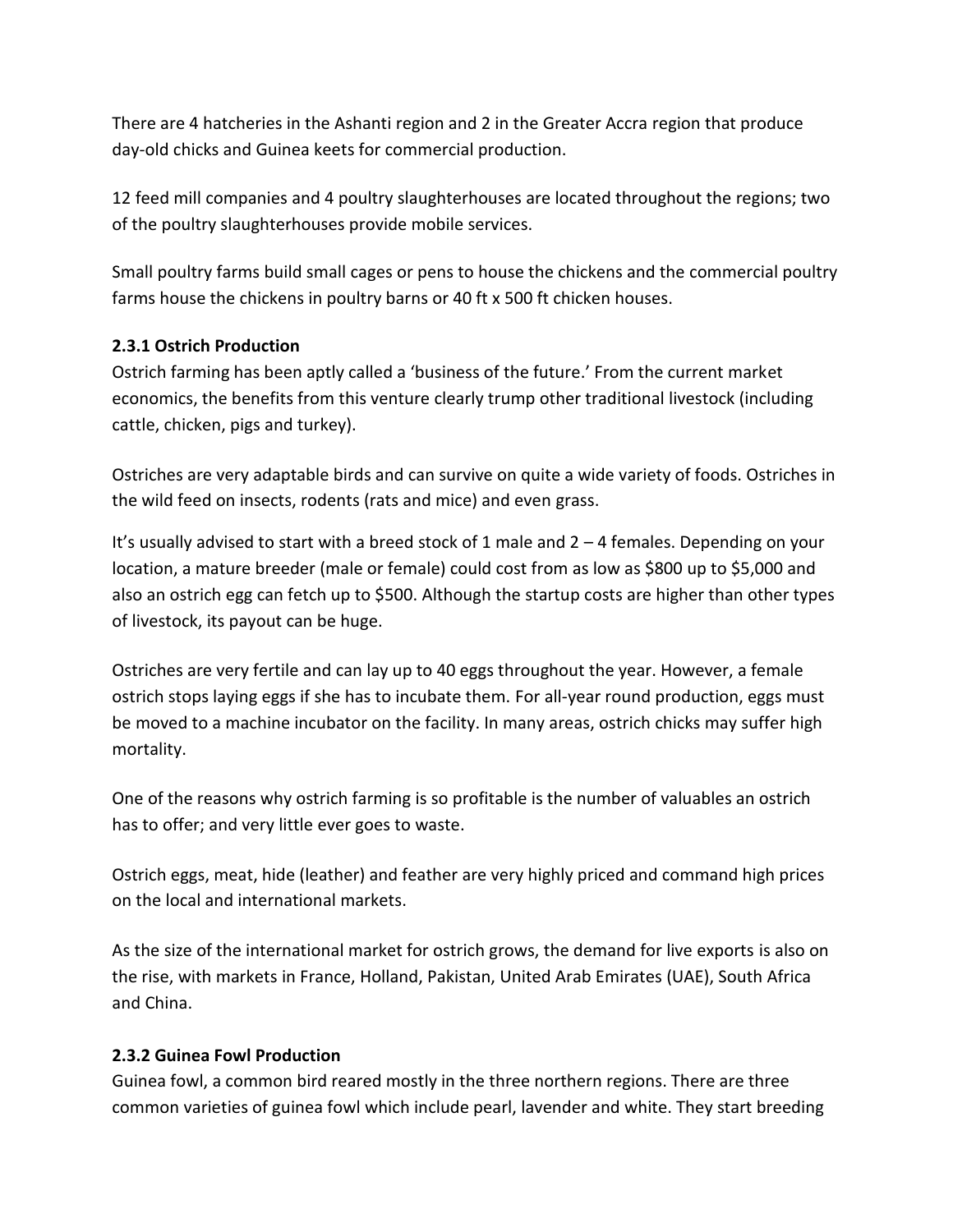There are 4 hatcheries in the Ashanti region and 2 in the Greater Accra region that produce day-old chicks and Guinea keets for commercial production.

12 feed mill companies and 4 poultry slaughterhouses are located throughout the regions; two of the poultry slaughterhouses provide mobile services.

Small poultry farms build small cages or pens to house the chickens and the commercial poultry farms house the chickens in poultry barns or 40 ft x 500 ft chicken houses.

### 2.3.1 Ostrich Production

Ostrich farming has been aptly called a 'business of the future.' From the current market economics, the benefits from this venture clearly trump other traditional livestock (including cattle, chicken, pigs and turkey).

Ostriches are very adaptable birds and can survive on quite a wide variety of foods. Ostriches in the wild feed on insects, rodents (rats and mice) and even grass.

It's usually advised to start with a breed stock of 1 male and 2 – 4 females. Depending on your location, a mature breeder (male or female) could cost from as low as $800 up to $5,000 and also an ostrich egg can fetch up to $500. Although the startup costs are higher than other types of livestock, its payout can be huge.

Ostriches are very fertile and can lay up to 40 eggs throughout the year. However, a female ostrich stops laying eggs if she has to incubate them. For all-year round production, eggs must be moved to a machine incubator on the facility. In many areas, ostrich chicks may suffer high mortality.

One of the reasons why ostrich farming is so profitable is the number of valuables an ostrich has to offer; and very little ever goes to waste.

Ostrich eggs, meat, hide (leather) and feather are very highly priced and command high prices on the local and international markets.

As the size of the international market for ostrich grows, the demand for live exports is also on the rise, with markets in France, Holland, Pakistan, United Arab Emirates (UAE), South Africa and China.

### 2.3.2 Guinea Fowl Production

Guinea fowl, a common bird reared mostly in the three northern regions. There are three common varieties of guinea fowl which include pearl, lavender and white. They start breeding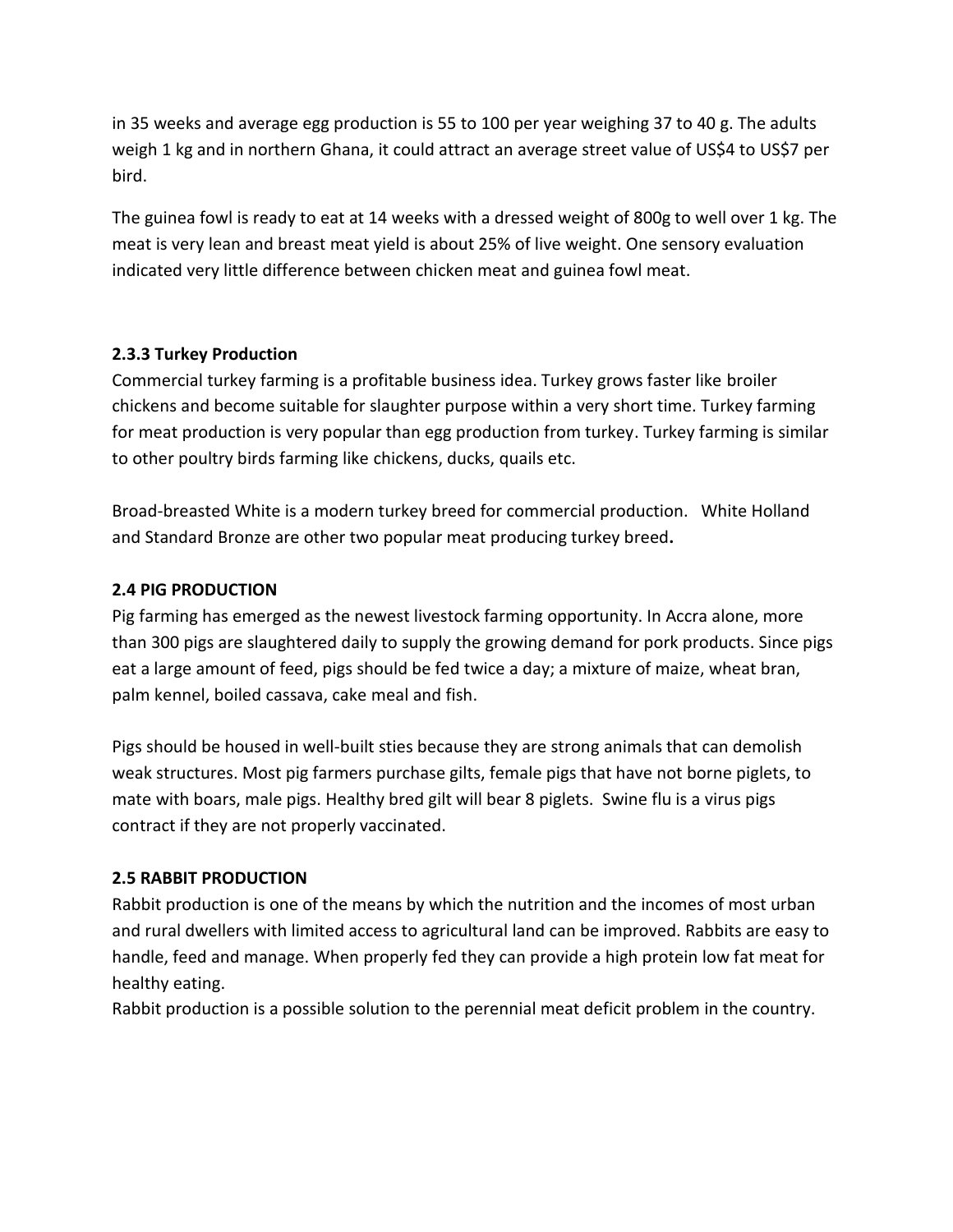in 35 weeks and average egg production is 55 to 100 per year weighing 37 to 40 g. The adults weigh 1 kg and in northern Ghana, it could attract an average street value of US$4 to US$7 per bird.

The guinea fowl is ready to eat at 14 weeks with a dressed weight of 800g to well over 1 kg. The meat is very lean and breast meat yield is about 25% of live weight. One sensory evaluation indicated very little difference between chicken meat and guinea fowl meat.

### 2.3.3 Turkey Production

Commercial turkey farming is a profitable business idea. Turkey grows faster like broiler chickens and become suitable for slaughter purpose within a very short time. Turkey farming for meat production is very popular than egg production from turkey. Turkey farming is similar to other poultry birds farming like chickens, ducks, quails etc.

Broad-breasted White is a modern turkey breed for commercial production. White Holland and Standard Bronze are other two popular meat producing turkey breed.

## 2.4 PIG PRODUCTION

Pig farming has emerged as the newest livestock farming opportunity. In Accra alone, more than 300 pigs are slaughtered daily to supply the growing demand for pork products. Since pigs eat a large amount of feed, pigs should be fed twice a day; a mixture of maize, wheat bran, palm kennel, boiled cassava, cake meal and fish.

Pigs should be housed in well-built sties because they are strong animals that can demolish weak structures. Most pig farmers purchase gilts, female pigs that have not borne piglets, to mate with boars, male pigs. Healthy bred gilt will bear 8 piglets. Swine flu is a virus pigs contract if they are not properly vaccinated.

## 2.5 RABBIT PRODUCTION

Rabbit production is one of the means by which the nutrition and the incomes of most urban and rural dwellers with limited access to agricultural land can be improved. Rabbits are easy to handle, feed and manage. When properly fed they can provide a high protein low fat meat for healthy eating.

Rabbit production is a possible solution to the perennial meat deficit problem in the country.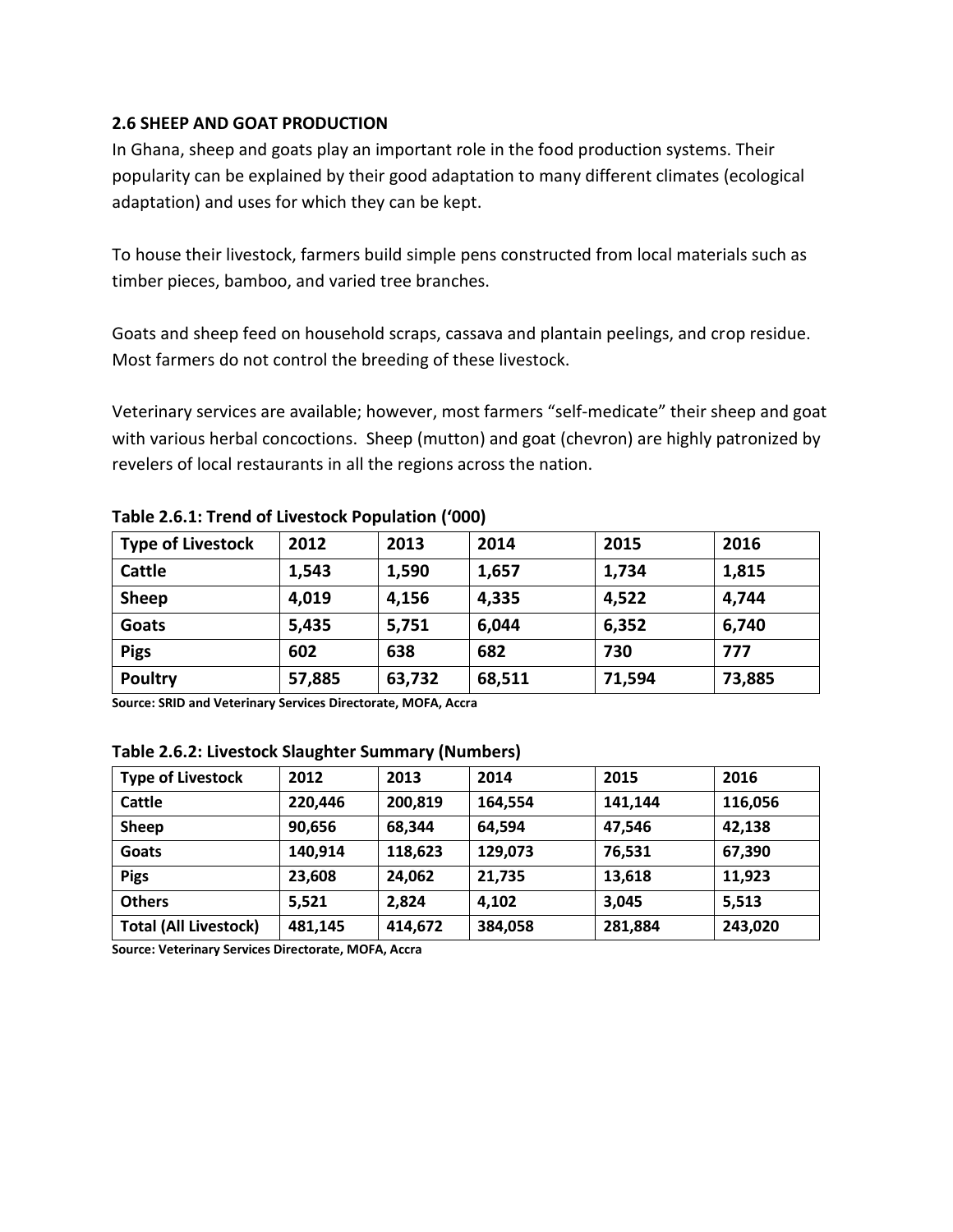## 2.6 SHEEP AND GOAT PRODUCTION

In Ghana, sheep and goats play an important role in the food production systems. Their popularity can be explained by their good adaptation to many different climates (ecological adaptation) and uses for which they can be kept.

To house their livestock, farmers build simple pens constructed from local materials such as timber pieces, bamboo, and varied tree branches.

Goats and sheep feed on household scraps, cassava and plantain peelings, and crop residue. Most farmers do not control the breeding of these livestock.

Veterinary services are available; however, most farmers "self-medicate" their sheep and goat with various herbal concoctions. Sheep (mutton) and goat (chevron) are highly patronized by revelers of local restaurants in all the regions across the nation.

**Table 2.6.1: Trend of Livestock Population ('000)**

| Type of Livestock | 2012 | 2013 | 2014 | 2015 | 2016 |
|---|---|---|---|---|---|
| Cattle | 1,543 | 1,590 | 1,657 | 1,734 | 1,815 |
| Sheep | 4,019 | 4,156 | 4,335 | 4,522 | 4,744 |
| Goats | 5,435 | 5,751 | 6,044 | 6,352 | 6,740 |
| Pigs | 602 | 638 | 682 | 730 | 777 |
| Poultry | 57,885 | 63,732 | 68,511 | 71,594 | 73,885 |

**Source: SRID and Veterinary Services Directorate, MOFA, Accra**

**Table 2.6.2: Livestock Slaughter Summary (Numbers)**

| Type of Livestock | 2012 | 2013 | 2014 | 2015 | 2016 |
|---|---|---|---|---|---|
| Cattle | 220,446 | 200,819 | 164,554 | 141,144 | 116,056 |
| Sheep | 90,656 | 68,344 | 64,594 | 47,546 | 42,138 |
| Goats | 140,914 | 118,623 | 129,073 | 76,531 | 67,390 |
| Pigs | 23,608 | 24,062 | 21,735 | 13,618 | 11,923 |
| Others | 5,521 | 2,824 | 4,102 | 3,045 | 5,513 |
| Total (All Livestock) | 481,145 | 414,672 | 384,058 | 281,884 | 243,020 |

**Source: Veterinary Services Directorate, MOFA, Accra**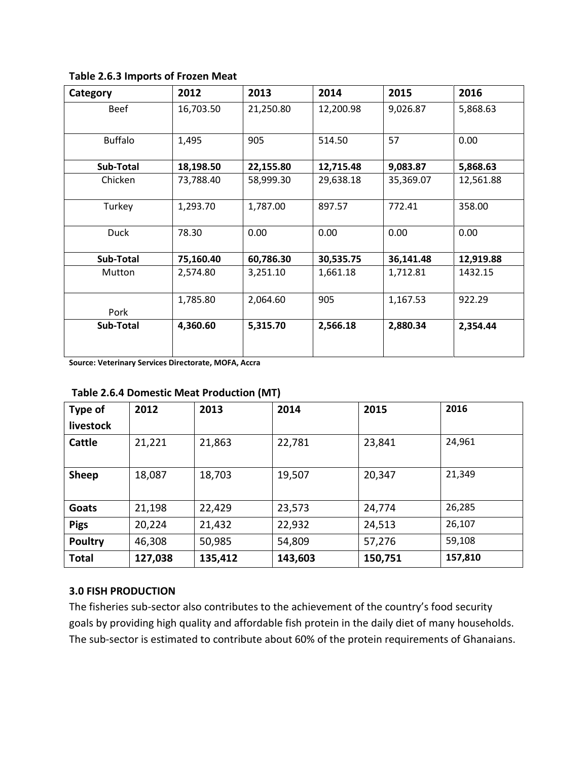**Table 2.6.3 Imports of Frozen Meat**

| Category | 2012 | 2013 | 2014 | 2015 | 2016 |
|---|---|---|---|---|---|
| Beef | 16,703.50 | 21,250.80 | 12,200.98 | 9,026.87 | 5,868.63 |
| Buffalo | 1,495 | 905 | 514.50 | 57 | 0.00 |
| **Sub-Total** | **18,198.50** | **22,155.80** | **12,715.48** | **9,083.87** | **5,868.63** |
| Chicken | 73,788.40 | 58,999.30 | 29,638.18 | 35,369.07 | 12,561.88 |
| Turkey | 1,293.70 | 1,787.00 | 897.57 | 772.41 | 358.00 |
| Duck | 78.30 | 0.00 | 0.00 | 0.00 | 0.00 |
| **Sub-Total** | **75,160.40** | **60,786.30** | **30,535.75** | **36,141.48** | **12,919.88** |
| Mutton | 2,574.80 | 3,251.10 | 1,661.18 | 1,712.81 | 1432.15 |
| Pork | 1,785.80 | 2,064.60 | 905 | 1,167.53 | 922.29 |
| **Sub-Total** | **4,360.60** | **5,315.70** | **2,566.18** | **2,880.34** | **2,354.44** |

**Source: Veterinary Services Directorate, MOFA, Accra**

**Table 2.6.4 Domestic Meat Production (MT)**

| Type of livestock | 2012 | 2013 | 2014 | 2015 | 2016 |
|---|---|---|---|---|---|
| **Cattle** | 21,221 | 21,863 | 22,781 | 23,841 | 24,961 |
| **Sheep** | 18,087 | 18,703 | 19,507 | 20,347 | 21,349 |
| **Goats** | 21,198 | 22,429 | 23,573 | 24,774 | 26,285 |
| **Pigs** | 20,224 | 21,432 | 22,932 | 24,513 | 26,107 |
| **Poultry** | 46,308 | 50,985 | 54,809 | 57,276 | 59,108 |
| **Total** | **127,038** | **135,412** | **143,603** | **150,751** | **157,810** |

## 3.0 FISH PRODUCTION

The fisheries sub-sector also contributes to the achievement of the country's food security goals by providing high quality and affordable fish protein in the daily diet of many households. The sub-sector is estimated to contribute about 60% of the protein requirements of Ghanaians.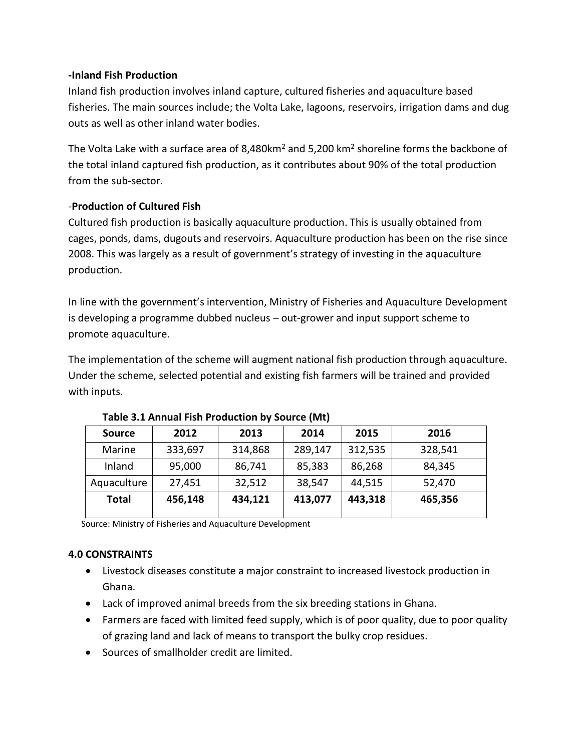**-Inland Fish Production**

Inland fish production involves inland capture, cultured fisheries and aquaculture based fisheries. The main sources include; the Volta Lake, lagoons, reservoirs, irrigation dams and dug outs as well as other inland water bodies.

The Volta Lake with a surface area of 8,480km$^2$ and 5,200 km$^2$ shoreline forms the backbone of the total inland captured fish production, as it contributes about 90% of the total production from the sub-sector.

-**Production of Cultured Fish**

Cultured fish production is basically aquaculture production. This is usually obtained from cages, ponds, dams, dugouts and reservoirs. Aquaculture production has been on the rise since 2008. This was largely as a result of government's strategy of investing in the aquaculture production.

In line with the government's intervention, Ministry of Fisheries and Aquaculture Development is developing a programme dubbed nucleus – out-grower and input support scheme to promote aquaculture.

The implementation of the scheme will augment national fish production through aquaculture. Under the scheme, selected potential and existing fish farmers will be trained and provided with inputs.

**Table 3.1 Annual Fish Production by Source (Mt)**

| Source | 2012 | 2013 | 2014 | 2015 | 2016 |
|---|---|---|---|---|---|
| Marine | 333,697 | 314,868 | 289,147 | 312,535 | 328,541 |
| Inland | 95,000 | 86,741 | 85,383 | 86,268 | 84,345 |
| Aquaculture | 27,451 | 32,512 | 38,547 | 44,515 | 52,470 |
| **Total** | **456,148** | **434,121** | **413,077** | **443,318** | **465,356** |

Source: Ministry of Fisheries and Aquaculture Development

**4.0 CONSTRAINTS**

- Livestock diseases constitute a major constraint to increased livestock production in Ghana.
- Lack of improved animal breeds from the six breeding stations in Ghana.
- Farmers are faced with limited feed supply, which is of poor quality, due to poor quality of grazing land and lack of means to transport the bulky crop residues.
- Sources of smallholder credit are limited.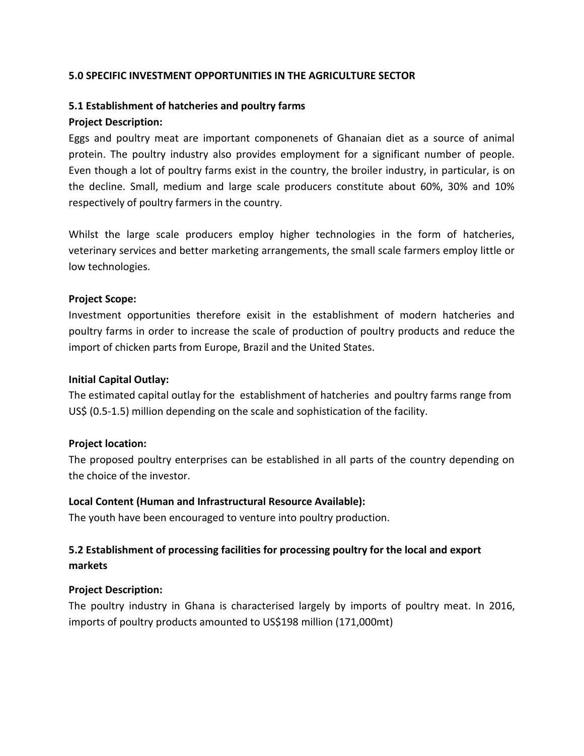## 5.0 SPECIFIC INVESTMENT OPPORTUNITIES IN THE AGRICULTURE SECTOR

### 5.1 Establishment of hatcheries and poultry farms

**Project Description:**

Eggs and poultry meat are important componenets of Ghanaian diet as a source of animal protein. The poultry industry also provides employment for a significant number of people. Even though a lot of poultry farms exist in the country, the broiler industry, in particular, is on the decline. Small, medium and large scale producers constitute about 60%, 30% and 10% respectively of poultry farmers in the country.

Whilst the large scale producers employ higher technologies in the form of hatcheries, veterinary services and better marketing arrangements, the small scale farmers employ little or low technologies.

**Project Scope:**

Investment opportunities therefore exisit in the establishment of modern hatcheries and poultry farms in order to increase the scale of production of poultry products and reduce the import of chicken parts from Europe, Brazil and the United States.

**Initial Capital Outlay:**

The estimated capital outlay for the establishment of hatcheries and poultry farms range from US$ (0.5-1.5) million depending on the scale and sophistication of the facility.

**Project location:**

The proposed poultry enterprises can be established in all parts of the country depending on the choice of the investor.

**Local Content (Human and Infrastructural Resource Available):**

The youth have been encouraged to venture into poultry production.

### 5.2 Establishment of processing facilities for processing poultry for the local and export markets

**Project Description:**

The poultry industry in Ghana is characterised largely by imports of poultry meat. In 2016, imports of poultry products amounted to US$198 million (171,000mt)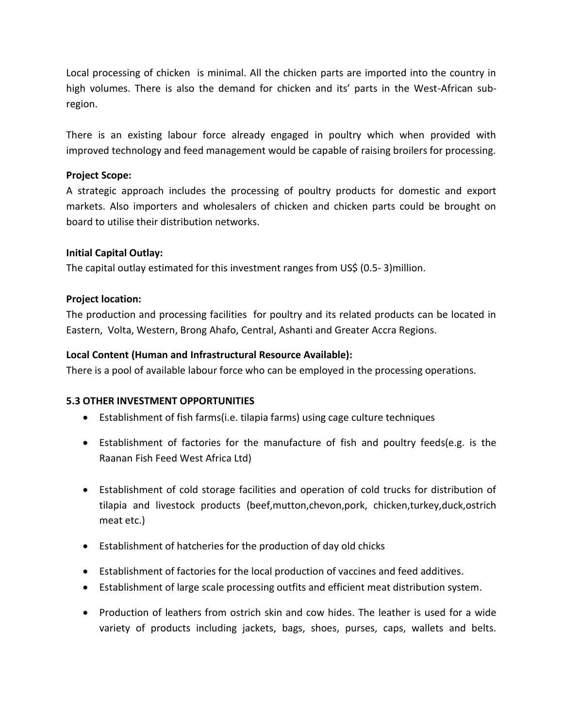Local processing of chicken is minimal. All the chicken parts are imported into the country in high volumes. There is also the demand for chicken and its' parts in the West-African sub-region.

There is an existing labour force already engaged in poultry which when provided with improved technology and feed management would be capable of raising broilers for processing.

**Project Scope:**
A strategic approach includes the processing of poultry products for domestic and export markets. Also importers and wholesalers of chicken and chicken parts could be brought on board to utilise their distribution networks.

**Initial Capital Outlay:**
The capital outlay estimated for this investment ranges from US$ (0.5- 3)million.

**Project location:**
The production and processing facilities for poultry and its related products can be located in Eastern, Volta, Western, Brong Ahafo, Central, Ashanti and Greater Accra Regions.

**Local Content (Human and Infrastructural Resource Available):**
There is a pool of available labour force who can be employed in the processing operations.

### 5.3 OTHER INVESTMENT OPPORTUNITIES

- Establishment of fish farms(i.e. tilapia farms) using cage culture techniques
- Establishment of factories for the manufacture of fish and poultry feeds(e.g. is the Raanan Fish Feed West Africa Ltd)
- Establishment of cold storage facilities and operation of cold trucks for distribution of tilapia and livestock products (beef,mutton,chevon,pork, chicken,turkey,duck,ostrich meat etc.)
- Establishment of hatcheries for the production of day old chicks
- Establishment of factories for the local production of vaccines and feed additives.
- Establishment of large scale processing outfits and efficient meat distribution system.
- Production of leathers from ostrich skin and cow hides. The leather is used for a wide variety of products including jackets, bags, shoes, purses, caps, wallets and belts.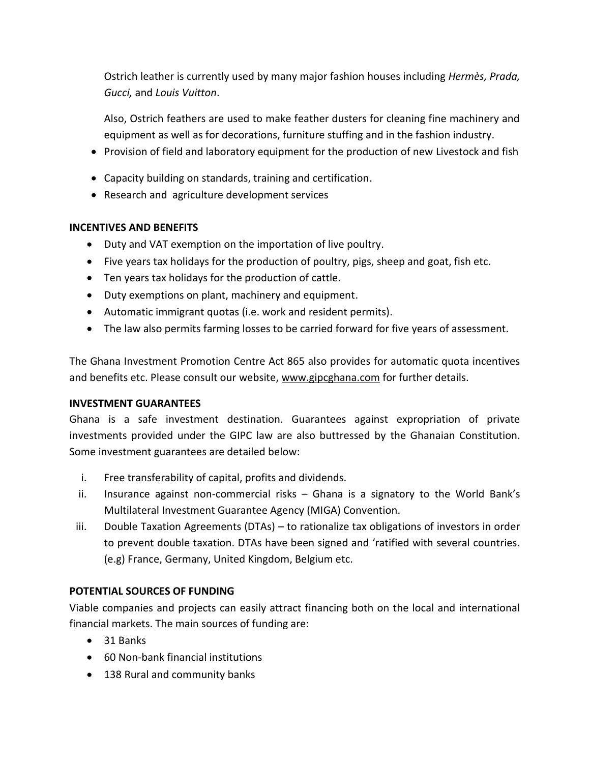Ostrich leather is currently used by many major fashion houses including *Hermès, Prada, Gucci,* and *Louis Vuitton*.

Also, Ostrich feathers are used to make feather dusters for cleaning fine machinery and equipment as well as for decorations, furniture stuffing and in the fashion industry.

- Provision of field and laboratory equipment for the production of new Livestock and fish
- Capacity building on standards, training and certification.
- Research and agriculture development services

**INCENTIVES AND BENEFITS**

- Duty and VAT exemption on the importation of live poultry.
- Five years tax holidays for the production of poultry, pigs, sheep and goat, fish etc.
- Ten years tax holidays for the production of cattle.
- Duty exemptions on plant, machinery and equipment.
- Automatic immigrant quotas (i.e. work and resident permits).
- The law also permits farming losses to be carried forward for five years of assessment.

The Ghana Investment Promotion Centre Act 865 also provides for automatic quota incentives and benefits etc. Please consult our website, www.gipcghana.com for further details.

**INVESTMENT GUARANTEES**

Ghana is a safe investment destination. Guarantees against expropriation of private investments provided under the GIPC law are also buttressed by the Ghanaian Constitution. Some investment guarantees are detailed below:

i. Free transferability of capital, profits and dividends.
ii. Insurance against non-commercial risks – Ghana is a signatory to the World Bank's Multilateral Investment Guarantee Agency (MIGA) Convention.
iii. Double Taxation Agreements (DTAs) – to rationalize tax obligations of investors in order to prevent double taxation. DTAs have been signed and 'ratified with several countries. (e.g) France, Germany, United Kingdom, Belgium etc.

**POTENTIAL SOURCES OF FUNDING**

Viable companies and projects can easily attract financing both on the local and international financial markets. The main sources of funding are:

- 31 Banks
- 60 Non-bank financial institutions
- 138 Rural and community banks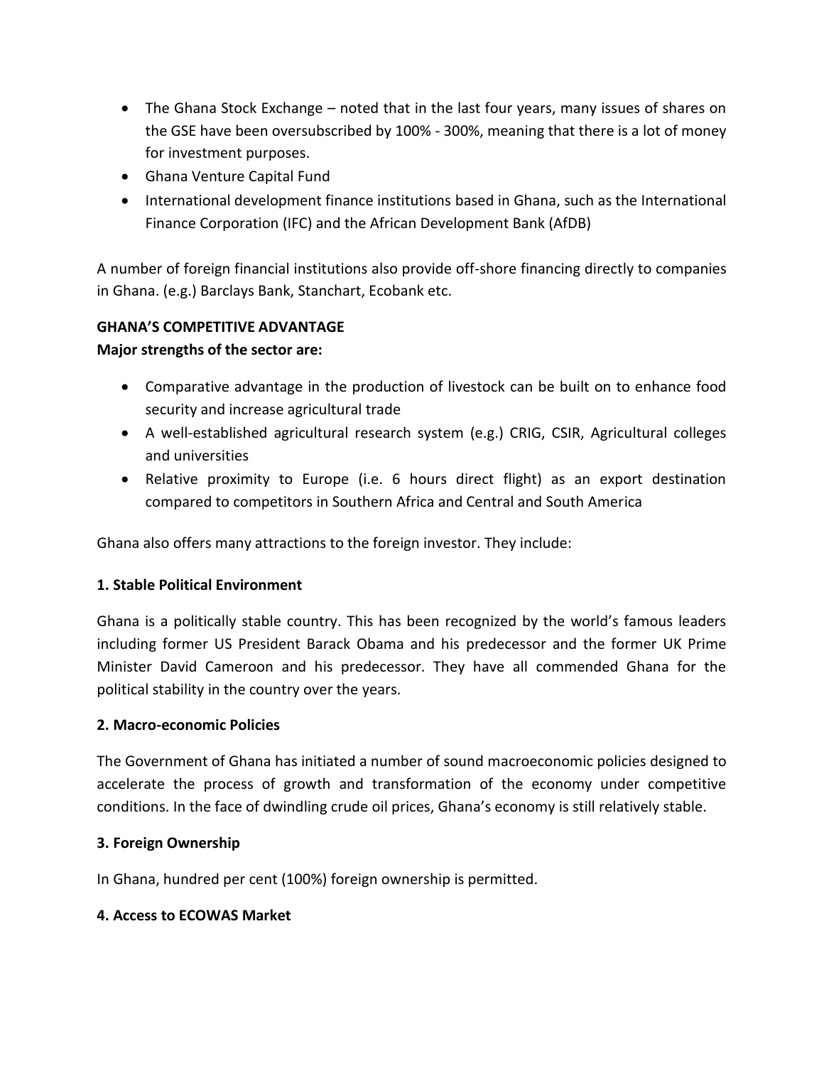- The Ghana Stock Exchange – noted that in the last four years, many issues of shares on the GSE have been oversubscribed by 100% - 300%, meaning that there is a lot of money for investment purposes.
- Ghana Venture Capital Fund
- International development finance institutions based in Ghana, such as the International Finance Corporation (IFC) and the African Development Bank (AfDB)

A number of foreign financial institutions also provide off-shore financing directly to companies in Ghana. (e.g.) Barclays Bank, Stanchart, Ecobank etc.

**GHANA'S COMPETITIVE ADVANTAGE**

**Major strengths of the sector are:**

- Comparative advantage in the production of livestock can be built on to enhance food security and increase agricultural trade
- A well-established agricultural research system (e.g.) CRIG, CSIR, Agricultural colleges and universities
- Relative proximity to Europe (i.e. 6 hours direct flight) as an export destination compared to competitors in Southern Africa and Central and South America

Ghana also offers many attractions to the foreign investor. They include:

**1. Stable Political Environment**

Ghana is a politically stable country. This has been recognized by the world's famous leaders including former US President Barack Obama and his predecessor and the former UK Prime Minister David Cameroon and his predecessor. They have all commended Ghana for the political stability in the country over the years.

**2. Macro-economic Policies**

The Government of Ghana has initiated a number of sound macroeconomic policies designed to accelerate the process of growth and transformation of the economy under competitive conditions. In the face of dwindling crude oil prices, Ghana's economy is still relatively stable.

**3. Foreign Ownership**

In Ghana, hundred per cent (100%) foreign ownership is permitted.

**4. Access to ECOWAS Market**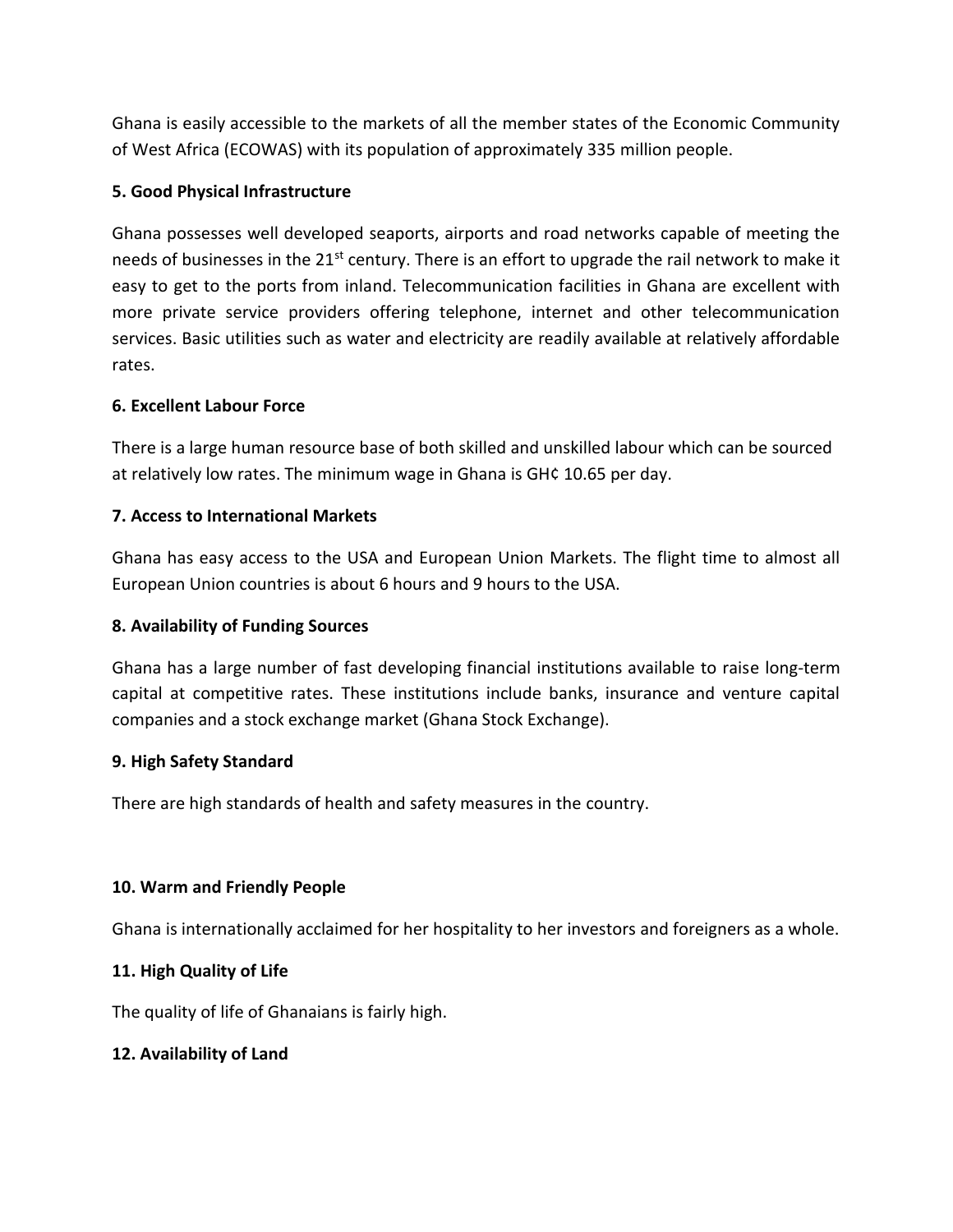Ghana is easily accessible to the markets of all the member states of the Economic Community of West Africa (ECOWAS) with its population of approximately 335 million people.

**5. Good Physical Infrastructure**

Ghana possesses well developed seaports, airports and road networks capable of meeting the needs of businesses in the 21st century. There is an effort to upgrade the rail network to make it easy to get to the ports from inland. Telecommunication facilities in Ghana are excellent with more private service providers offering telephone, internet and other telecommunication services. Basic utilities such as water and electricity are readily available at relatively affordable rates.

**6. Excellent Labour Force**

There is a large human resource base of both skilled and unskilled labour which can be sourced at relatively low rates. The minimum wage in Ghana is GH¢ 10.65 per day.

**7. Access to International Markets**

Ghana has easy access to the USA and European Union Markets. The flight time to almost all European Union countries is about 6 hours and 9 hours to the USA.

**8. Availability of Funding Sources**

Ghana has a large number of fast developing financial institutions available to raise long-term capital at competitive rates. These institutions include banks, insurance and venture capital companies and a stock exchange market (Ghana Stock Exchange).

**9. High Safety Standard**

There are high standards of health and safety measures in the country.

**10. Warm and Friendly People**

Ghana is internationally acclaimed for her hospitality to her investors and foreigners as a whole.

**11. High Quality of Life**

The quality of life of Ghanaians is fairly high.

**12. Availability of Land**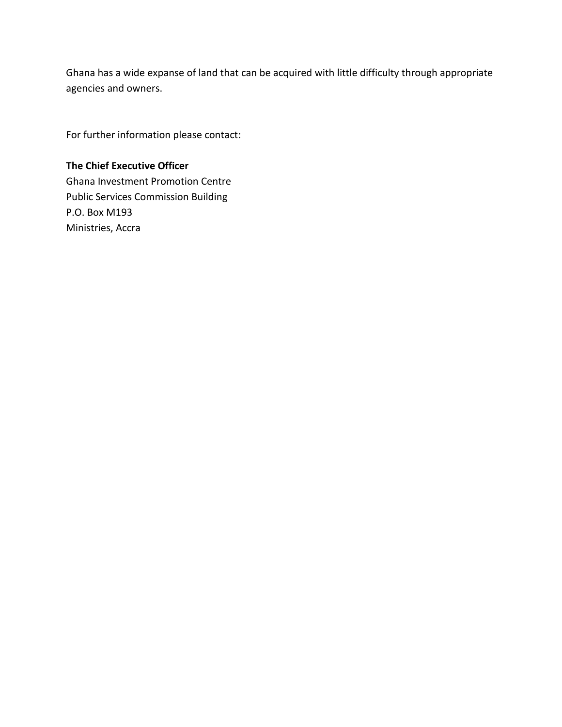Ghana has a wide expanse of land that can be acquired with little difficulty through appropriate agencies and owners.

For further information please contact:

**The Chief Executive Officer**
Ghana Investment Promotion Centre
Public Services Commission Building
P.O. Box M193
Ministries, Accra